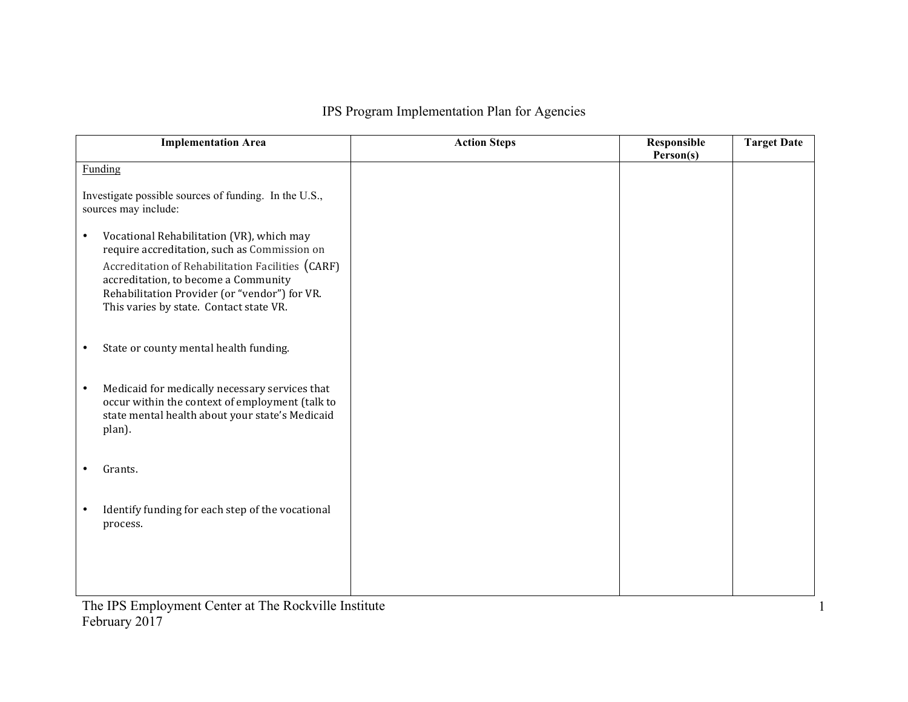# IPS Program Implementation Plan for Agencies

| Implementation Area | Action Steps | Responsible Person(s) | Target Date |
|---|---|---|---|
| Funding<br><br>Investigate possible sources of funding. In the U.S., sources may include:<br><br>• Vocational Rehabilitation (VR), which may require accreditation, such as Commission on Accreditation of Rehabilitation Facilities (CARF) accreditation, to become a Community Rehabilitation Provider (or "vendor") for VR. This varies by state. Contact state VR.<br><br>• State or county mental health funding.<br><br>• Medicaid for medically necessary services that occur within the context of employment (talk to state mental health about your state's Medicaid plan).<br><br>• Grants.<br><br>• Identify funding for each step of the vocational process. | | | |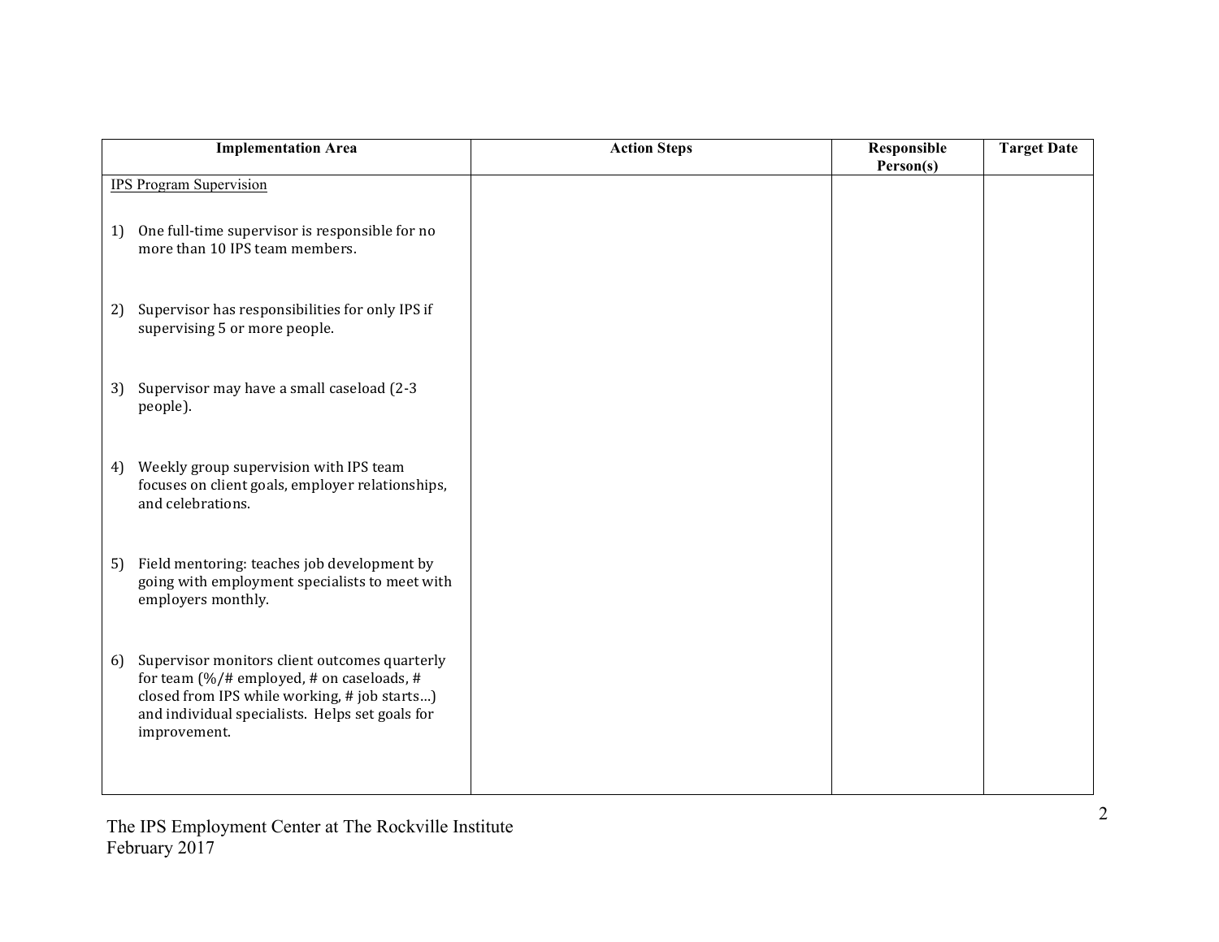| Implementation Area | Action Steps | Responsible Person(s) | Target Date |
|---|---|---|---|
| IPS Program Supervision | | | |
| 1) One full-time supervisor is responsible for no more than 10 IPS team members. | | | |
| 2) Supervisor has responsibilities for only IPS if supervising 5 or more people. | | | |
| 3) Supervisor may have a small caseload (2-3 people). | | | |
| 4) Weekly group supervision with IPS team focuses on client goals, employer relationships, and celebrations. | | | |
| 5) Field mentoring: teaches job development by going with employment specialists to meet with employers monthly. | | | |
| 6) Supervisor monitors client outcomes quarterly for team (%/# employed, # on caseloads, # closed from IPS while working, # job starts…) and individual specialists. Helps set goals for improvement. | | | |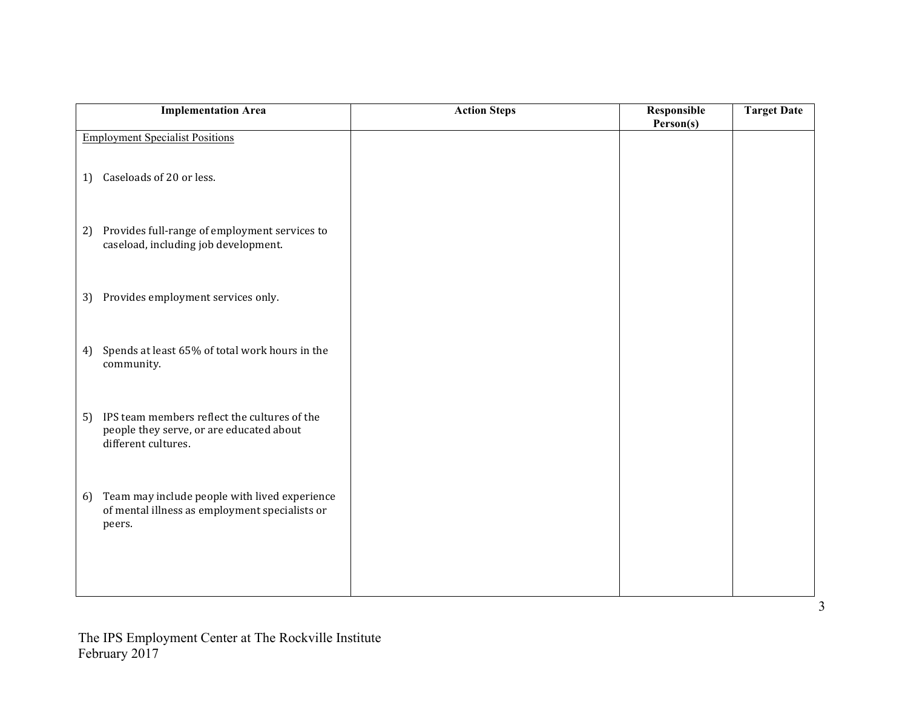| Implementation Area | Action Steps | Responsible Person(s) | Target Date |
|---|---|---|---|
| Employment Specialist Positions | | | |
| 1) Caseloads of 20 or less. | | | |
| 2) Provides full-range of employment services to caseload, including job development. | | | |
| 3) Provides employment services only. | | | |
| 4) Spends at least 65% of total work hours in the community. | | | |
| 5) IPS team members reflect the cultures of the people they serve, or are educated about different cultures. | | | |
| 6) Team may include people with lived experience of mental illness as employment specialists or peers. | | | |

The IPS Employment Center at The Rockville Institute
February 2017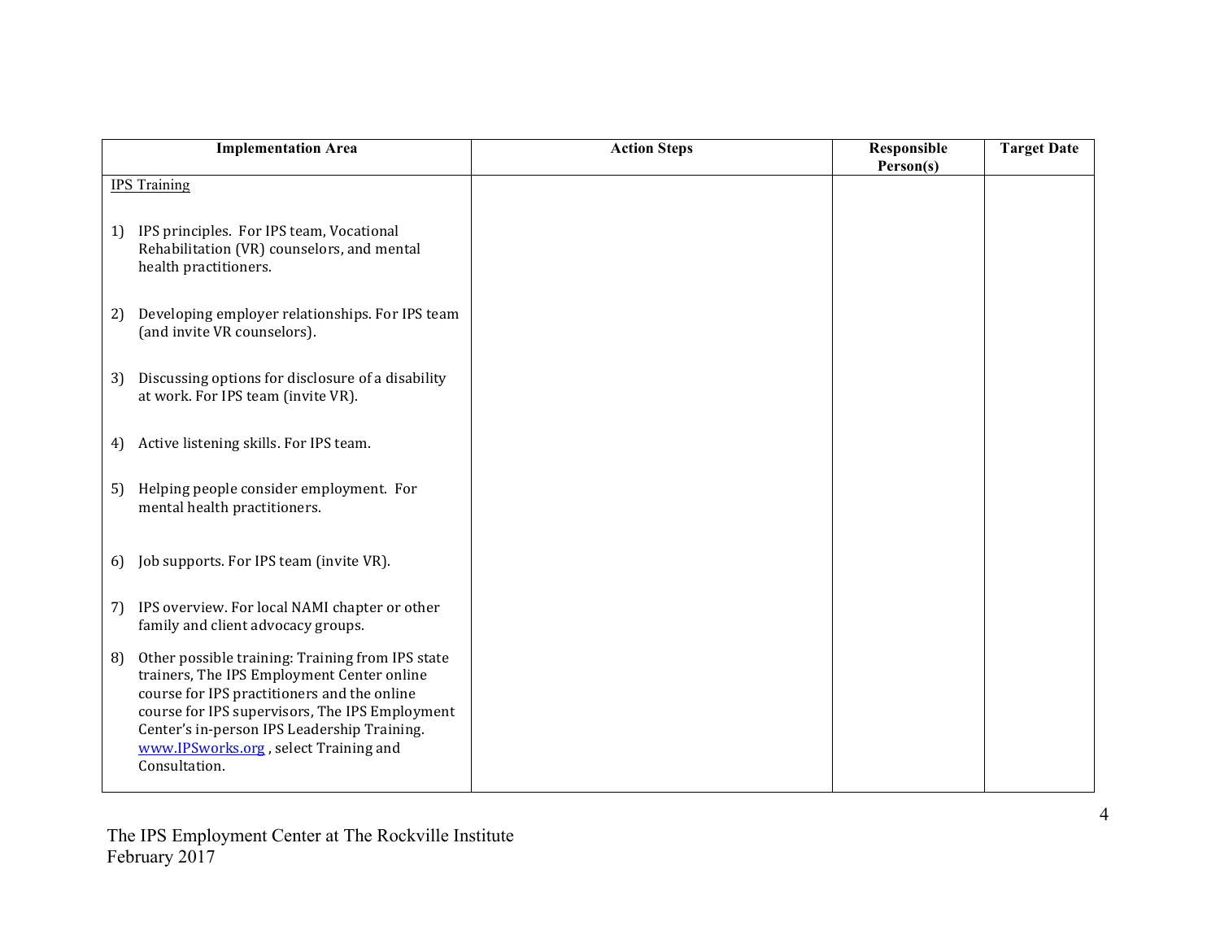| Implementation Area | Action Steps | Responsible Person(s) | Target Date |
|---|---|---|---|
| IPS Training | | | |
| 1) IPS principles. For IPS team, Vocational Rehabilitation (VR) counselors, and mental health practitioners. | | | |
| 2) Developing employer relationships. For IPS team (and invite VR counselors). | | | |
| 3) Discussing options for disclosure of a disability at work. For IPS team (invite VR). | | | |
| 4) Active listening skills. For IPS team. | | | |
| 5) Helping people consider employment. For mental health practitioners. | | | |
| 6) Job supports. For IPS team (invite VR). | | | |
| 7) IPS overview. For local NAMI chapter or other family and client advocacy groups. | | | |
| 8) Other possible training: Training from IPS state trainers, The IPS Employment Center online course for IPS practitioners and the online course for IPS supervisors, The IPS Employment Center's in-person IPS Leadership Training. www.IPSworks.org , select Training and Consultation. | | | |

The IPS Employment Center at The Rockville Institute
February 2017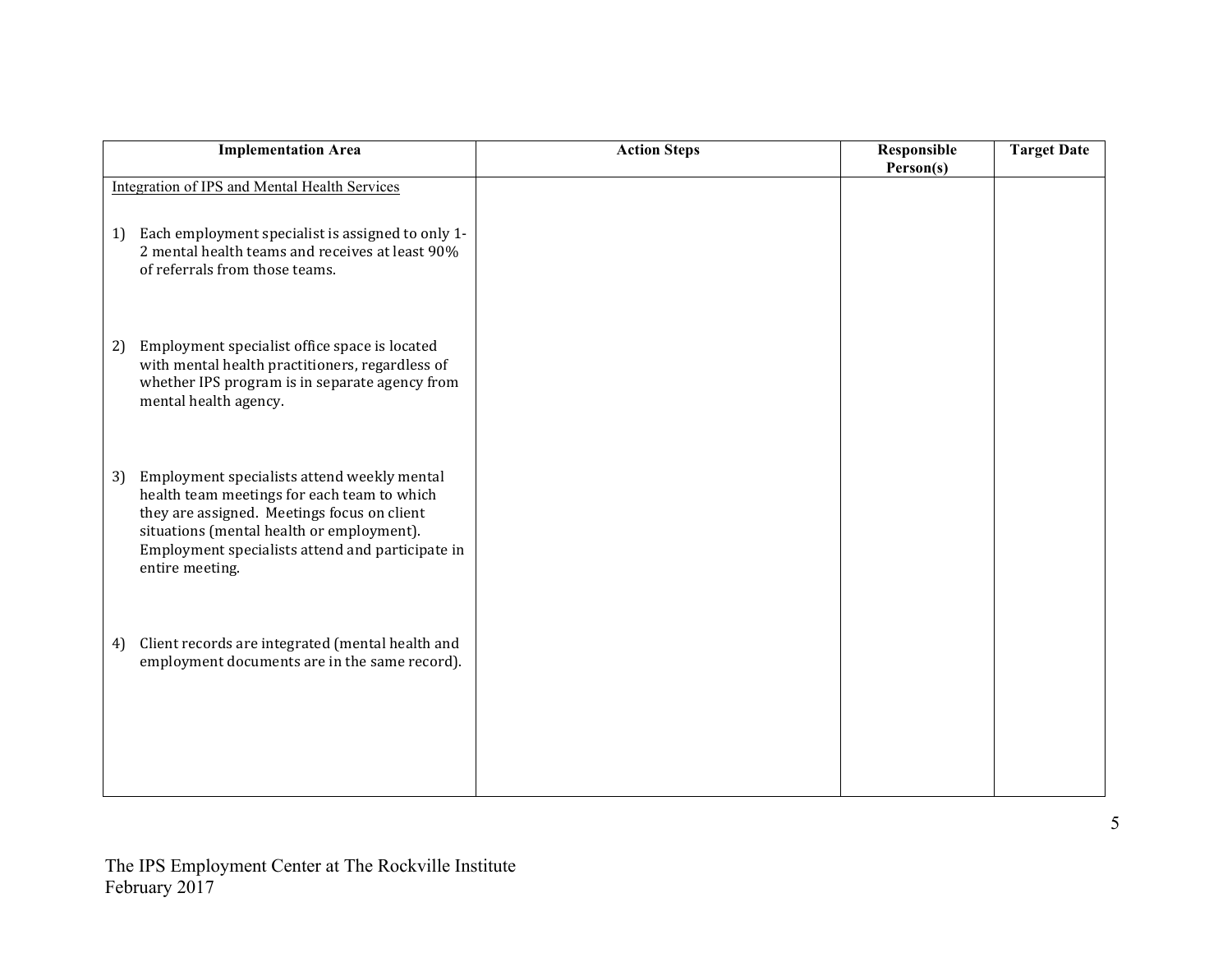| Implementation Area | Action Steps | Responsible Person(s) | Target Date |
|---|---|---|---|
| Integration of IPS and Mental Health Services | | | |
| 1) Each employment specialist is assigned to only 1-2 mental health teams and receives at least 90% of referrals from those teams. | | | |
| 2) Employment specialist office space is located with mental health practitioners, regardless of whether IPS program is in separate agency from mental health agency. | | | |
| 3) Employment specialists attend weekly mental health team meetings for each team to which they are assigned. Meetings focus on client situations (mental health or employment). Employment specialists attend and participate in entire meeting. | | | |
| 4) Client records are integrated (mental health and employment documents are in the same record). | | | |

The IPS Employment Center at The Rockville Institute
February 2017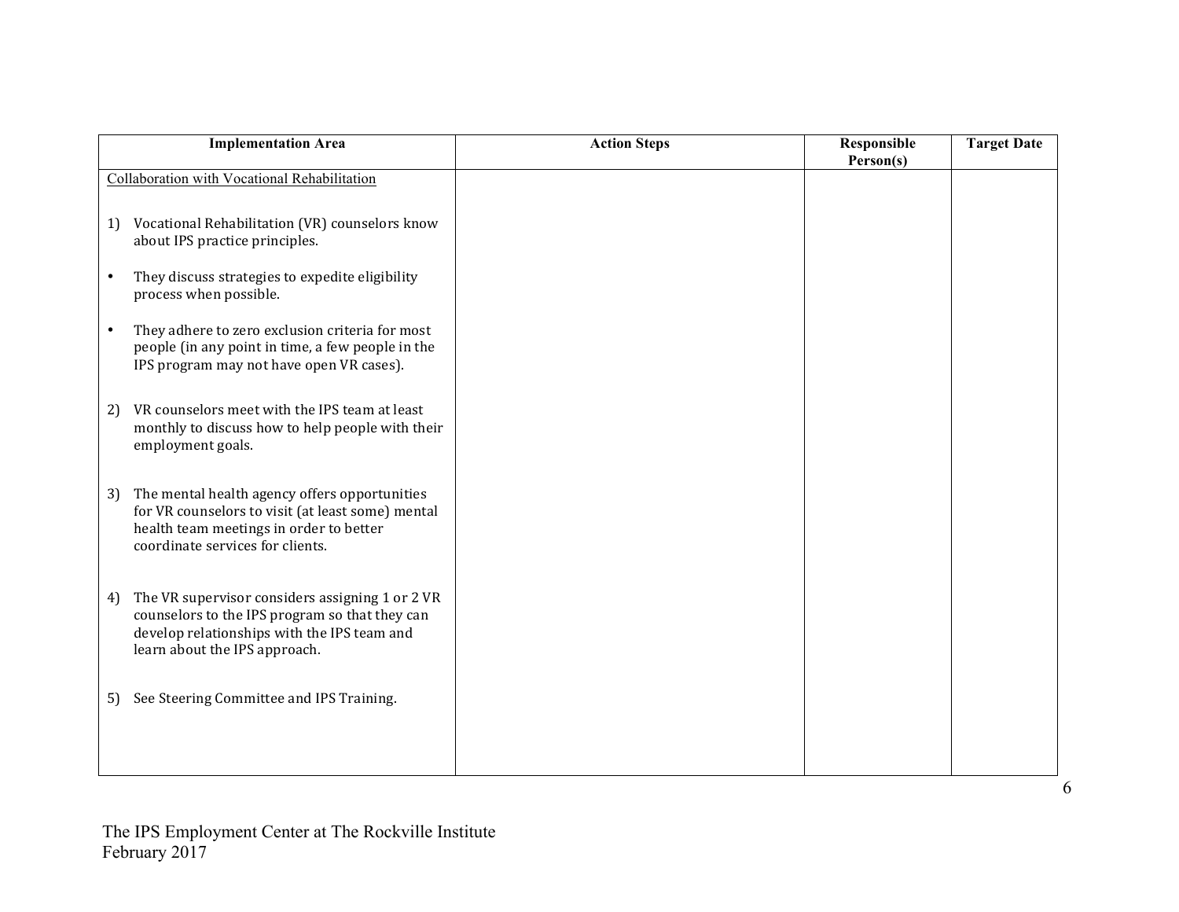| Implementation Area | Action Steps | Responsible Person(s) | Target Date |
|---|---|---|---|
| Collaboration with Vocational Rehabilitation<br><br>1) Vocational Rehabilitation (VR) counselors know about IPS practice principles.<br><br>• They discuss strategies to expedite eligibility process when possible.<br><br>• They adhere to zero exclusion criteria for most people (in any point in time, a few people in the IPS program may not have open VR cases).<br><br>2) VR counselors meet with the IPS team at least monthly to discuss how to help people with their employment goals.<br><br>3) The mental health agency offers opportunities for VR counselors to visit (at least some) mental health team meetings in order to better coordinate services for clients.<br><br>4) The VR supervisor considers assigning 1 or 2 VR counselors to the IPS program so that they can develop relationships with the IPS team and learn about the IPS approach.<br><br>5) See Steering Committee and IPS Training. | | | |

The IPS Employment Center at The Rockville Institute
February 2017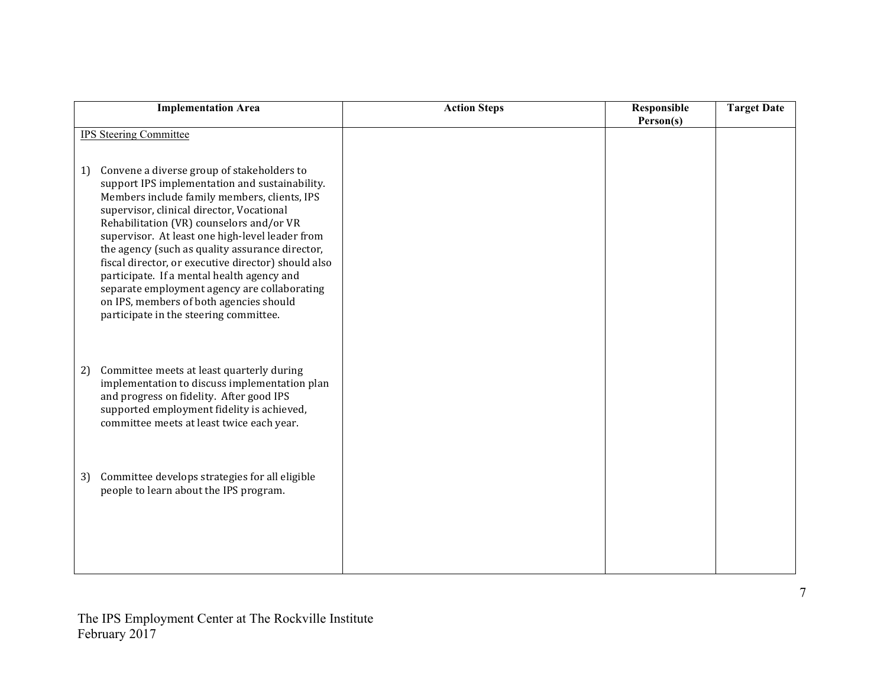| Implementation Area | Action Steps | Responsible Person(s) | Target Date |
|---|---|---|---|
| <u>IPS Steering Committee</u> | | | |
| 1) Convene a diverse group of stakeholders to support IPS implementation and sustainability. Members include family members, clients, IPS supervisor, clinical director, Vocational Rehabilitation (VR) counselors and/or VR supervisor. At least one high-level leader from the agency (such as quality assurance director, fiscal director, or executive director) should also participate. If a mental health agency and separate employment agency are collaborating on IPS, members of both agencies should participate in the steering committee. | | | |
| 2) Committee meets at least quarterly during implementation to discuss implementation plan and progress on fidelity. After good IPS supported employment fidelity is achieved, committee meets at least twice each year. | | | |
| 3) Committee develops strategies for all eligible people to learn about the IPS program. | | | |

The IPS Employment Center at The Rockville Institute
February 2017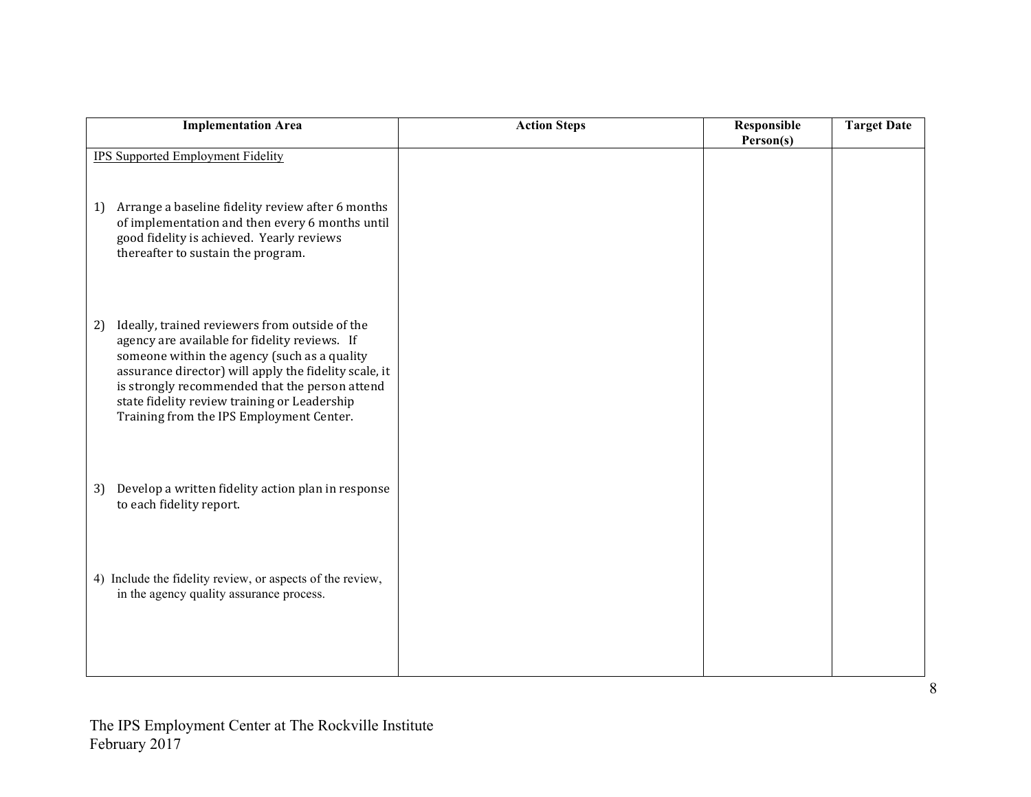| Implementation Area | Action Steps | Responsible Person(s) | Target Date |
| --- | --- | --- | --- |
| IPS Supported Employment Fidelity | | | |
| 1) Arrange a baseline fidelity review after 6 months of implementation and then every 6 months until good fidelity is achieved. Yearly reviews thereafter to sustain the program. | | | |
| 2) Ideally, trained reviewers from outside of the agency are available for fidelity reviews. If someone within the agency (such as a quality assurance director) will apply the fidelity scale, it is strongly recommended that the person attend state fidelity review training or Leadership Training from the IPS Employment Center. | | | |
| 3) Develop a written fidelity action plan in response to each fidelity report. | | | |
| 4) Include the fidelity review, or aspects of the review, in the agency quality assurance process. | | | |

The IPS Employment Center at The Rockville Institute
February 2017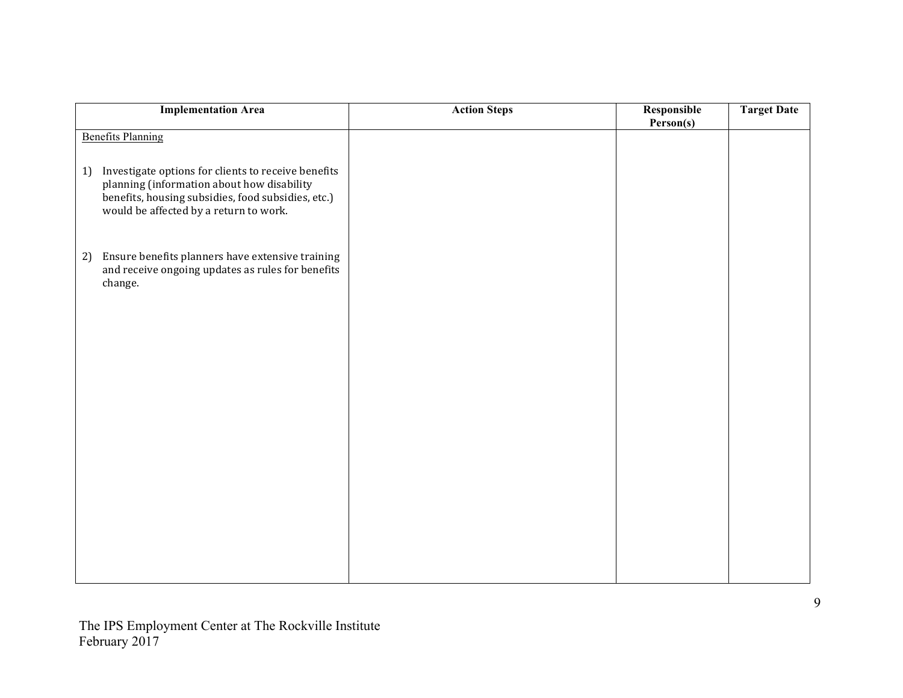| Implementation Area | Action Steps | Responsible Person(s) | Target Date |
| --- | --- | --- | --- |
| Benefits Planning<br><br>1) Investigate options for clients to receive benefits planning (information about how disability benefits, housing subsidies, food subsidies, etc.) would be affected by a return to work.<br><br>2) Ensure benefits planners have extensive training and receive ongoing updates as rules for benefits change. | | | |

The IPS Employment Center at The Rockville Institute
February 2017